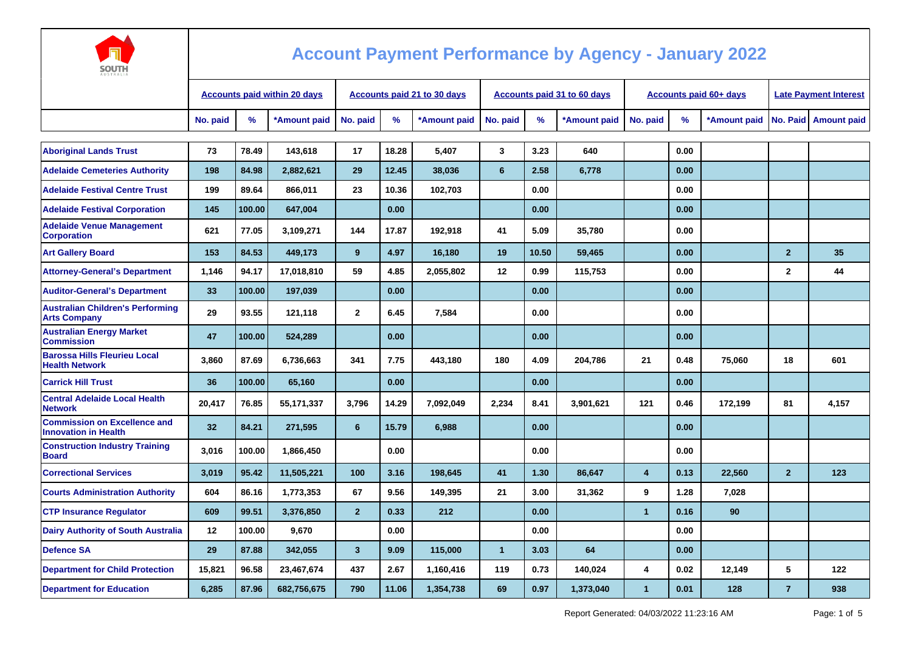# Account Payment Performance by Agency - January 2022

| | Accounts paid within 20 days | | | Accounts paid 21 to 30 days | | | Accounts paid 31 to 60 days | | | Accounts paid 60+ days | | | Late Payment Interest | |
|---|---|---|---|---|---|---|---|---|---|---|---|---|---|---|
| | No. paid | % | *Amount paid | No. paid | % | *Amount paid | No. paid | % | *Amount paid | No. paid | % | *Amount paid | No. Paid | Amount paid |
| Aboriginal Lands Trust | 73 | 78.49 | 143,618 | 17 | 18.28 | 5,407 | 3 | 3.23 | 640 | | 0.00 | | | |
| Adelaide Cemeteries Authority | 198 | 84.98 | 2,882,621 | 29 | 12.45 | 38,036 | 6 | 2.58 | 6,778 | | 0.00 | | | |
| Adelaide Festival Centre Trust | 199 | 89.64 | 866,011 | 23 | 10.36 | 102,703 | | 0.00 | | | 0.00 | | | |
| Adelaide Festival Corporation | 145 | 100.00 | 647,004 | | 0.00 | | | 0.00 | | | 0.00 | | | |
| Adelaide Venue Management Corporation | 621 | 77.05 | 3,109,271 | 144 | 17.87 | 192,918 | 41 | 5.09 | 35,780 | | 0.00 | | | |
| Art Gallery Board | 153 | 84.53 | 449,173 | 9 | 4.97 | 16,180 | 19 | 10.50 | 59,465 | | 0.00 | | 2 | 35 |
| Attorney-General's Department | 1,146 | 94.17 | 17,018,810 | 59 | 4.85 | 2,055,802 | 12 | 0.99 | 115,753 | | 0.00 | | 2 | 44 |
| Auditor-General's Department | 33 | 100.00 | 197,039 | | 0.00 | | | 0.00 | | | 0.00 | | | |
| Australian Children's Performing Arts Company | 29 | 93.55 | 121,118 | 2 | 6.45 | 7,584 | | 0.00 | | | 0.00 | | | |
| Australian Energy Market Commission | 47 | 100.00 | 524,289 | | 0.00 | | | 0.00 | | | 0.00 | | | |
| Barossa Hills Fleurieu Local Health Network | 3,860 | 87.69 | 6,736,663 | 341 | 7.75 | 443,180 | 180 | 4.09 | 204,786 | 21 | 0.48 | 75,060 | 18 | 601 |
| Carrick Hill Trust | 36 | 100.00 | 65,160 | | 0.00 | | | 0.00 | | | 0.00 | | | |
| Central Adelaide Local Health Network | 20,417 | 76.85 | 55,171,337 | 3,796 | 14.29 | 7,092,049 | 2,234 | 8.41 | 3,901,621 | 121 | 0.46 | 172,199 | 81 | 4,157 |
| Commission on Excellence and Innovation in Health | 32 | 84.21 | 271,595 | 6 | 15.79 | 6,988 | | 0.00 | | | 0.00 | | | |
| Construction Industry Training Board | 3,016 | 100.00 | 1,866,450 | | 0.00 | | | 0.00 | | | 0.00 | | | |
| Correctional Services | 3,019 | 95.42 | 11,505,221 | 100 | 3.16 | 198,645 | 41 | 1.30 | 86,647 | 4 | 0.13 | 22,560 | 2 | 123 |
| Courts Administration Authority | 604 | 86.16 | 1,773,353 | 67 | 9.56 | 149,395 | 21 | 3.00 | 31,362 | 9 | 1.28 | 7,028 | | |
| CTP Insurance Regulator | 609 | 99.51 | 3,376,850 | 2 | 0.33 | 212 | | 0.00 | | 1 | 0.16 | 90 | | |
| Dairy Authority of South Australia | 12 | 100.00 | 9,670 | | 0.00 | | | 0.00 | | | 0.00 | | | |
| Defence SA | 29 | 87.88 | 342,055 | 3 | 9.09 | 115,000 | 1 | 3.03 | 64 | | 0.00 | | | |
| Department for Child Protection | 15,821 | 96.58 | 23,467,674 | 437 | 2.67 | 1,160,416 | 119 | 0.73 | 140,024 | 4 | 0.02 | 12,149 | 5 | 122 |
| Department for Education | 6,285 | 87.96 | 682,756,675 | 790 | 11.06 | 1,354,738 | 69 | 0.97 | 1,373,040 | 1 | 0.01 | 128 | 7 | 938 |

Report Generated: 04/03/2022 11:23:16 AM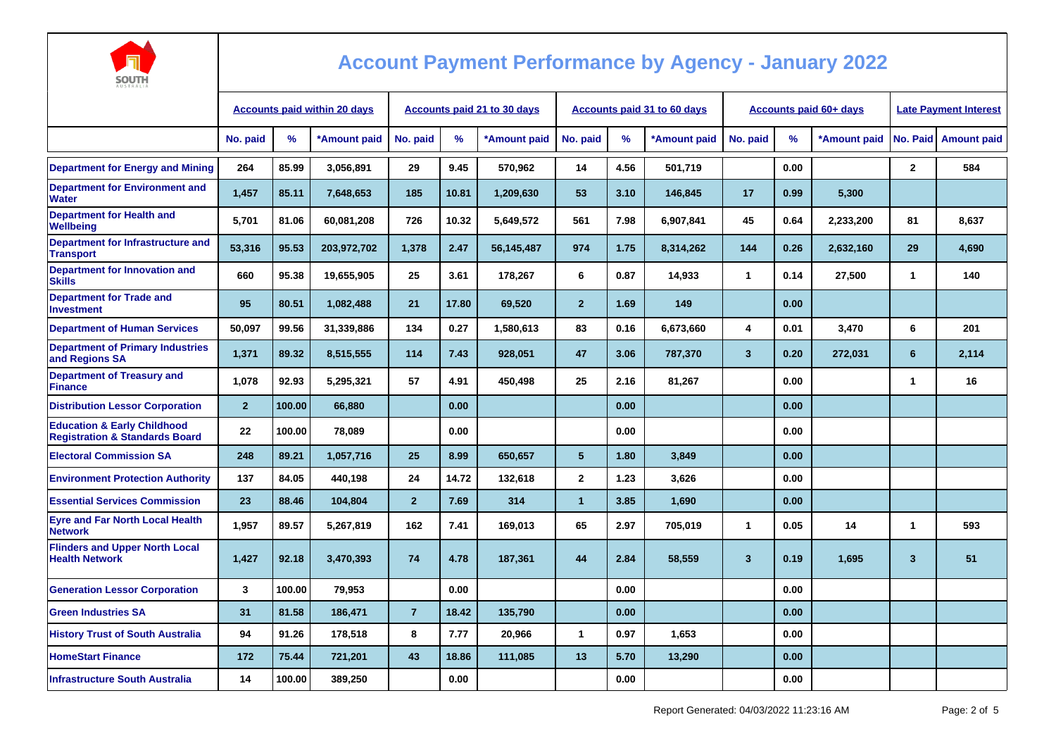# Account Payment Performance by Agency - January 2022

| | Accounts paid within 20 days | | | Accounts paid 21 to 30 days | | | Accounts paid 31 to 60 days | | | Accounts paid 60+ days | | | Late Payment Interest | |
|---|---|---|---|---|---|---|---|---|---|---|---|---|---|---|
| | No. paid | % | *Amount paid | No. paid | % | *Amount paid | No. paid | % | *Amount paid | No. paid | % | *Amount paid | No. Paid | Amount paid |
| Department for Energy and Mining | 264 | 85.99 | 3,056,891 | 29 | 9.45 | 570,962 | 14 | 4.56 | 501,719 | | 0.00 | | 2 | 584 |
| Department for Environment and Water | 1,457 | 85.11 | 7,648,653 | 185 | 10.81 | 1,209,630 | 53 | 3.10 | 146,845 | 17 | 0.99 | 5,300 | | |
| Department for Health and Wellbeing | 5,701 | 81.06 | 60,081,208 | 726 | 10.32 | 5,649,572 | 561 | 7.98 | 6,907,841 | 45 | 0.64 | 2,233,200 | 81 | 8,637 |
| Department for Infrastructure and Transport | 53,316 | 95.53 | 203,972,702 | 1,378 | 2.47 | 56,145,487 | 974 | 1.75 | 8,314,262 | 144 | 0.26 | 2,632,160 | 29 | 4,690 |
| Department for Innovation and Skills | 660 | 95.38 | 19,655,905 | 25 | 3.61 | 178,267 | 6 | 0.87 | 14,933 | 1 | 0.14 | 27,500 | 1 | 140 |
| Department for Trade and Investment | 95 | 80.51 | 1,082,488 | 21 | 17.80 | 69,520 | 2 | 1.69 | 149 | | 0.00 | | | |
| Department of Human Services | 50,097 | 99.56 | 31,339,886 | 134 | 0.27 | 1,580,613 | 83 | 0.16 | 6,673,660 | 4 | 0.01 | 3,470 | 6 | 201 |
| Department of Primary Industries and Regions SA | 1,371 | 89.32 | 8,515,555 | 114 | 7.43 | 928,051 | 47 | 3.06 | 787,370 | 3 | 0.20 | 272,031 | 6 | 2,114 |
| Department of Treasury and Finance | 1,078 | 92.93 | 5,295,321 | 57 | 4.91 | 450,498 | 25 | 2.16 | 81,267 | | 0.00 | | 1 | 16 |
| Distribution Lessor Corporation | 2 | 100.00 | 66,880 | | 0.00 | | | 0.00 | | | 0.00 | | | |
| Education & Early Childhood Registration & Standards Board | 22 | 100.00 | 78,089 | | 0.00 | | | 0.00 | | | 0.00 | | | |
| Electoral Commission SA | 248 | 89.21 | 1,057,716 | 25 | 8.99 | 650,657 | 5 | 1.80 | 3,849 | | 0.00 | | | |
| Environment Protection Authority | 137 | 84.05 | 440,198 | 24 | 14.72 | 132,618 | 2 | 1.23 | 3,626 | | 0.00 | | | |
| Essential Services Commission | 23 | 88.46 | 104,804 | 2 | 7.69 | 314 | 1 | 3.85 | 1,690 | | 0.00 | | | |
| Eyre and Far North Local Health Network | 1,957 | 89.57 | 5,267,819 | 162 | 7.41 | 169,013 | 65 | 2.97 | 705,019 | 1 | 0.05 | 14 | 1 | 593 |
| Flinders and Upper North Local Health Network | 1,427 | 92.18 | 3,470,393 | 74 | 4.78 | 187,361 | 44 | 2.84 | 58,559 | 3 | 0.19 | 1,695 | 3 | 51 |
| Generation Lessor Corporation | 3 | 100.00 | 79,953 | | 0.00 | | | 0.00 | | | 0.00 | | | |
| Green Industries SA | 31 | 81.58 | 186,471 | 7 | 18.42 | 135,790 | | 0.00 | | | 0.00 | | | |
| History Trust of South Australia | 94 | 91.26 | 178,518 | 8 | 7.77 | 20,966 | 1 | 0.97 | 1,653 | | 0.00 | | | |
| HomeStart Finance | 172 | 75.44 | 721,201 | 43 | 18.86 | 111,085 | 13 | 5.70 | 13,290 | | 0.00 | | | |
| Infrastructure South Australia | 14 | 100.00 | 389,250 | | 0.00 | | | 0.00 | | | 0.00 | | | |

Report Generated: 04/03/2022 11:23:16 AM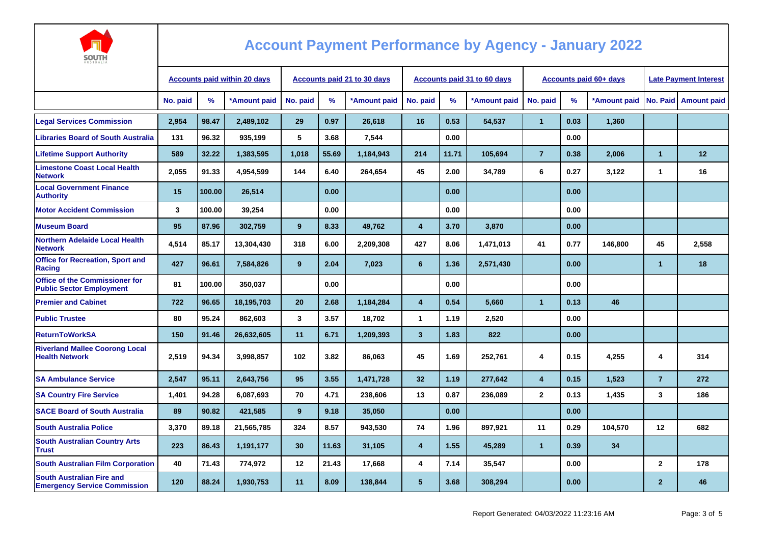# Account Payment Performance by Agency - January 2022

| | Accounts paid within 20 days | | | Accounts paid 21 to 30 days | | | Accounts paid 31 to 60 days | | | Accounts paid 60+ days | | | Late Payment Interest | |
|---|---|---|---|---|---|---|---|---|---|---|---|---|---|---|
| | No. paid | % | *Amount paid | No. paid | % | *Amount paid | No. paid | % | *Amount paid | No. paid | % | *Amount paid | No. Paid | Amount paid |
| Legal Services Commission | 2,954 | 98.47 | 2,489,102 | 29 | 0.97 | 26,618 | 16 | 0.53 | 54,537 | 1 | 0.03 | 1,360 | | |
| Libraries Board of South Australia | 131 | 96.32 | 935,199 | 5 | 3.68 | 7,544 | | 0.00 | | | 0.00 | | | |
| Lifetime Support Authority | 589 | 32.22 | 1,383,595 | 1,018 | 55.69 | 1,184,943 | 214 | 11.71 | 105,694 | 7 | 0.38 | 2,006 | 1 | 12 |
| Limestone Coast Local Health Network | 2,055 | 91.33 | 4,954,599 | 144 | 6.40 | 264,654 | 45 | 2.00 | 34,789 | 6 | 0.27 | 3,122 | 1 | 16 |
| Local Government Finance Authority | 15 | 100.00 | 26,514 | | 0.00 | | | 0.00 | | | 0.00 | | | |
| Motor Accident Commission | 3 | 100.00 | 39,254 | | 0.00 | | | 0.00 | | | 0.00 | | | |
| Museum Board | 95 | 87.96 | 302,759 | 9 | 8.33 | 49,762 | 4 | 3.70 | 3,870 | | 0.00 | | | |
| Northern Adelaide Local Health Network | 4,514 | 85.17 | 13,304,430 | 318 | 6.00 | 2,209,308 | 427 | 8.06 | 1,471,013 | 41 | 0.77 | 146,800 | 45 | 2,558 |
| Office for Recreation, Sport and Racing | 427 | 96.61 | 7,584,826 | 9 | 2.04 | 7,023 | 6 | 1.36 | 2,571,430 | | 0.00 | | 1 | 18 |
| Office of the Commissioner for Public Sector Employment | 81 | 100.00 | 350,037 | | 0.00 | | | 0.00 | | | 0.00 | | | |
| Premier and Cabinet | 722 | 96.65 | 18,195,703 | 20 | 2.68 | 1,184,284 | 4 | 0.54 | 5,660 | 1 | 0.13 | 46 | | |
| Public Trustee | 80 | 95.24 | 862,603 | 3 | 3.57 | 18,702 | 1 | 1.19 | 2,520 | | 0.00 | | | |
| ReturnToWorkSA | 150 | 91.46 | 26,632,605 | 11 | 6.71 | 1,209,393 | 3 | 1.83 | 822 | | 0.00 | | | |
| Riverland Mallee Coorong Local Health Network | 2,519 | 94.34 | 3,998,857 | 102 | 3.82 | 86,063 | 45 | 1.69 | 252,761 | 4 | 0.15 | 4,255 | 4 | 314 |
| SA Ambulance Service | 2,547 | 95.11 | 2,643,756 | 95 | 3.55 | 1,471,728 | 32 | 1.19 | 277,642 | 4 | 0.15 | 1,523 | 7 | 272 |
| SA Country Fire Service | 1,401 | 94.28 | 6,087,693 | 70 | 4.71 | 238,606 | 13 | 0.87 | 236,089 | 2 | 0.13 | 1,435 | 3 | 186 |
| SACE Board of South Australia | 89 | 90.82 | 421,585 | 9 | 9.18 | 35,050 | | 0.00 | | | 0.00 | | | |
| South Australia Police | 3,370 | 89.18 | 21,565,785 | 324 | 8.57 | 943,530 | 74 | 1.96 | 897,921 | 11 | 0.29 | 104,570 | 12 | 682 |
| South Australian Country Arts Trust | 223 | 86.43 | 1,191,177 | 30 | 11.63 | 31,105 | 4 | 1.55 | 45,289 | 1 | 0.39 | 34 | | |
| South Australian Film Corporation | 40 | 71.43 | 774,972 | 12 | 21.43 | 17,668 | 4 | 7.14 | 35,547 | | 0.00 | | 2 | 178 |
| South Australian Fire and Emergency Service Commission | 120 | 88.24 | 1,930,753 | 11 | 8.09 | 138,844 | 5 | 3.68 | 308,294 | | 0.00 | | 2 | 46 |

Report Generated: 04/03/2022 11:23:16 AM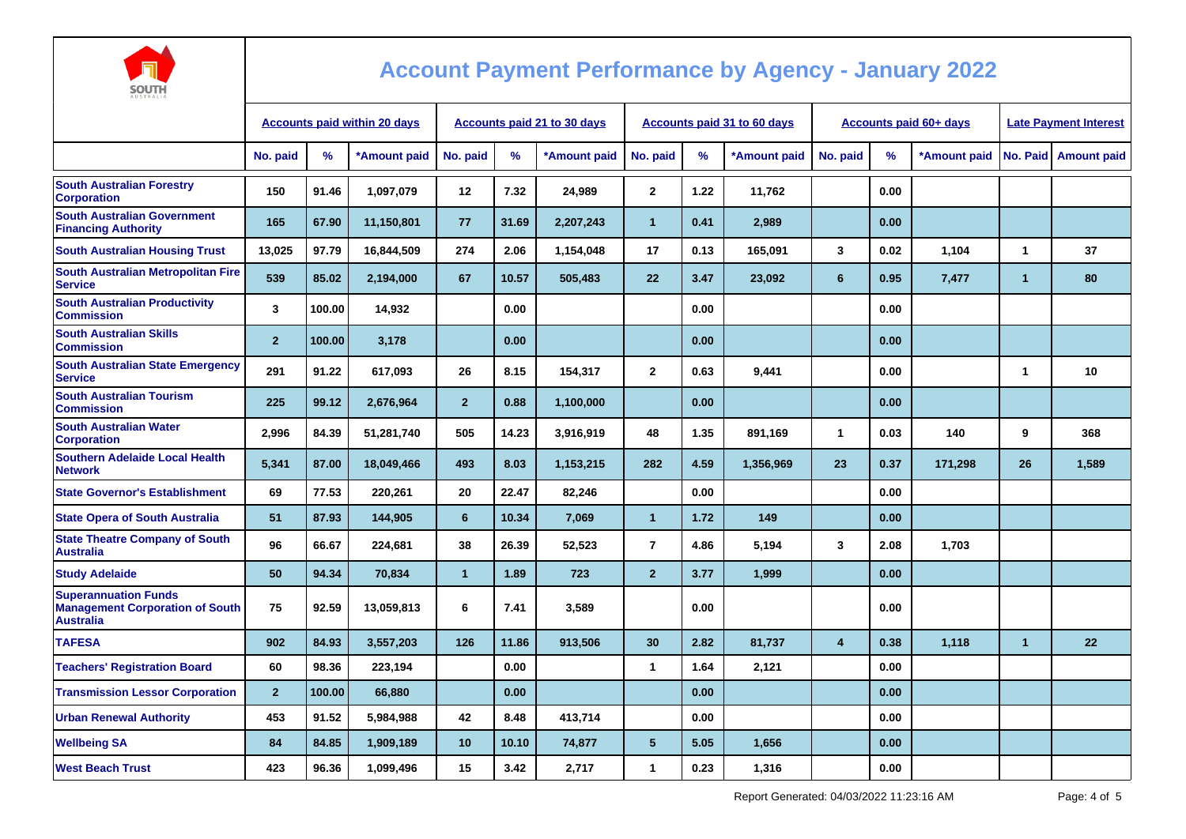# Account Payment Performance by Agency - January 2022

| | Accounts paid within 20 days | | | Accounts paid 21 to 30 days | | | Accounts paid 31 to 60 days | | | Accounts paid 60+ days | | | Late Payment Interest | |
|---|---|---|---|---|---|---|---|---|---|---|---|---|---|---|
| | No. paid | % | *Amount paid | No. paid | % | *Amount paid | No. paid | % | *Amount paid | No. paid | % | *Amount paid | No. Paid | Amount paid |
| South Australian Forestry Corporation | 150 | 91.46 | 1,097,079 | 12 | 7.32 | 24,989 | 2 | 1.22 | 11,762 | | 0.00 | | | |
| South Australian Government Financing Authority | 165 | 67.90 | 11,150,801 | 77 | 31.69 | 2,207,243 | 1 | 0.41 | 2,989 | | 0.00 | | | |
| South Australian Housing Trust | 13,025 | 97.79 | 16,844,509 | 274 | 2.06 | 1,154,048 | 17 | 0.13 | 165,091 | 3 | 0.02 | 1,104 | 1 | 37 |
| South Australian Metropolitan Fire Service | 539 | 85.02 | 2,194,000 | 67 | 10.57 | 505,483 | 22 | 3.47 | 23,092 | 6 | 0.95 | 7,477 | 1 | 80 |
| South Australian Productivity Commission | 3 | 100.00 | 14,932 | | 0.00 | | | 0.00 | | | 0.00 | | | |
| South Australian Skills Commission | 2 | 100.00 | 3,178 | | 0.00 | | | 0.00 | | | 0.00 | | | |
| South Australian State Emergency Service | 291 | 91.22 | 617,093 | 26 | 8.15 | 154,317 | 2 | 0.63 | 9,441 | | 0.00 | | 1 | 10 |
| South Australian Tourism Commission | 225 | 99.12 | 2,676,964 | 2 | 0.88 | 1,100,000 | | 0.00 | | | 0.00 | | | |
| South Australian Water Corporation | 2,996 | 84.39 | 51,281,740 | 505 | 14.23 | 3,916,919 | 48 | 1.35 | 891,169 | 1 | 0.03 | 140 | 9 | 368 |
| Southern Adelaide Local Health Network | 5,341 | 87.00 | 18,049,466 | 493 | 8.03 | 1,153,215 | 282 | 4.59 | 1,356,969 | 23 | 0.37 | 171,298 | 26 | 1,589 |
| State Governor's Establishment | 69 | 77.53 | 220,261 | 20 | 22.47 | 82,246 | | 0.00 | | | 0.00 | | | |
| State Opera of South Australia | 51 | 87.93 | 144,905 | 6 | 10.34 | 7,069 | 1 | 1.72 | 149 | | 0.00 | | | |
| State Theatre Company of South Australia | 96 | 66.67 | 224,681 | 38 | 26.39 | 52,523 | 7 | 4.86 | 5,194 | 3 | 2.08 | 1,703 | | |
| Study Adelaide | 50 | 94.34 | 70,834 | 1 | 1.89 | 723 | 2 | 3.77 | 1,999 | | 0.00 | | | |
| Superannuation Funds Management Corporation of South Australia | 75 | 92.59 | 13,059,813 | 6 | 7.41 | 3,589 | | 0.00 | | | 0.00 | | | |
| TAFESA | 902 | 84.93 | 3,557,203 | 126 | 11.86 | 913,506 | 30 | 2.82 | 81,737 | 4 | 0.38 | 1,118 | 1 | 22 |
| Teachers' Registration Board | 60 | 98.36 | 223,194 | | 0.00 | | 1 | 1.64 | 2,121 | | 0.00 | | | |
| Transmission Lessor Corporation | 2 | 100.00 | 66,880 | | 0.00 | | | 0.00 | | | 0.00 | | | |
| Urban Renewal Authority | 453 | 91.52 | 5,984,988 | 42 | 8.48 | 413,714 | | 0.00 | | | 0.00 | | | |
| Wellbeing SA | 84 | 84.85 | 1,909,189 | 10 | 10.10 | 74,877 | 5 | 5.05 | 1,656 | | 0.00 | | | |
| West Beach Trust | 423 | 96.36 | 1,099,496 | 15 | 3.42 | 2,717 | 1 | 0.23 | 1,316 | | 0.00 | | | |

Report Generated: 04/03/2022 11:23:16 AM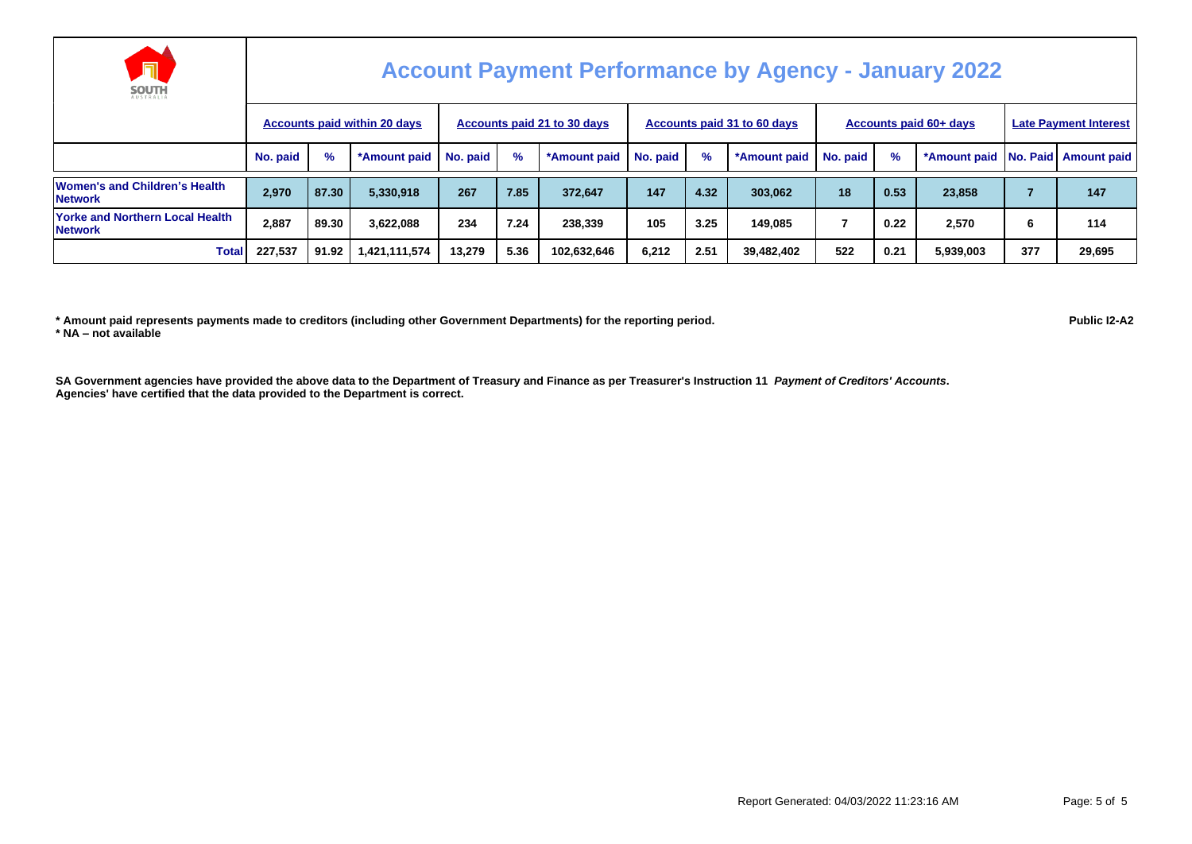# Account Payment Performance by Agency - January 2022

| | Accounts paid within 20 days | | | Accounts paid 21 to 30 days | | | Accounts paid 31 to 60 days | | | Accounts paid 60+ days | | | Late Payment Interest | |
|---|---|---|---|---|---|---|---|---|---|---|---|---|---|---|
| | No. paid | % | *Amount paid | No. paid | % | *Amount paid | No. paid | % | *Amount paid | No. paid | % | *Amount paid | No. Paid | Amount paid |
| Women's and Children's Health Network | 2,970 | 87.30 | 5,330,918 | 267 | 7.85 | 372,647 | 147 | 4.32 | 303,062 | 18 | 0.53 | 23,858 | 7 | 147 |
| Yorke and Northern Local Health Network | 2,887 | 89.30 | 3,622,088 | 234 | 7.24 | 238,339 | 105 | 3.25 | 149,085 | 7 | 0.22 | 2,570 | 6 | 114 |
| Total | 227,537 | 91.92 | 1,421,111,574 | 13,279 | 5.36 | 102,632,646 | 6,212 | 2.51 | 39,482,402 | 522 | 0.21 | 5,939,003 | 377 | 29,695 |

**\* Amount paid represents payments made to creditors (including other Government Departments) for the reporting period.**
**\* NA – not available**

**Public I2-A2**

**SA Government agencies have provided the above data to the Department of Treasury and Finance as per Treasurer's Instruction 11 *Payment of Creditors' Accounts*.**
**Agencies' have certified that the data provided to the Department is correct.**

Report Generated: 04/03/2022 11:23:16 AM